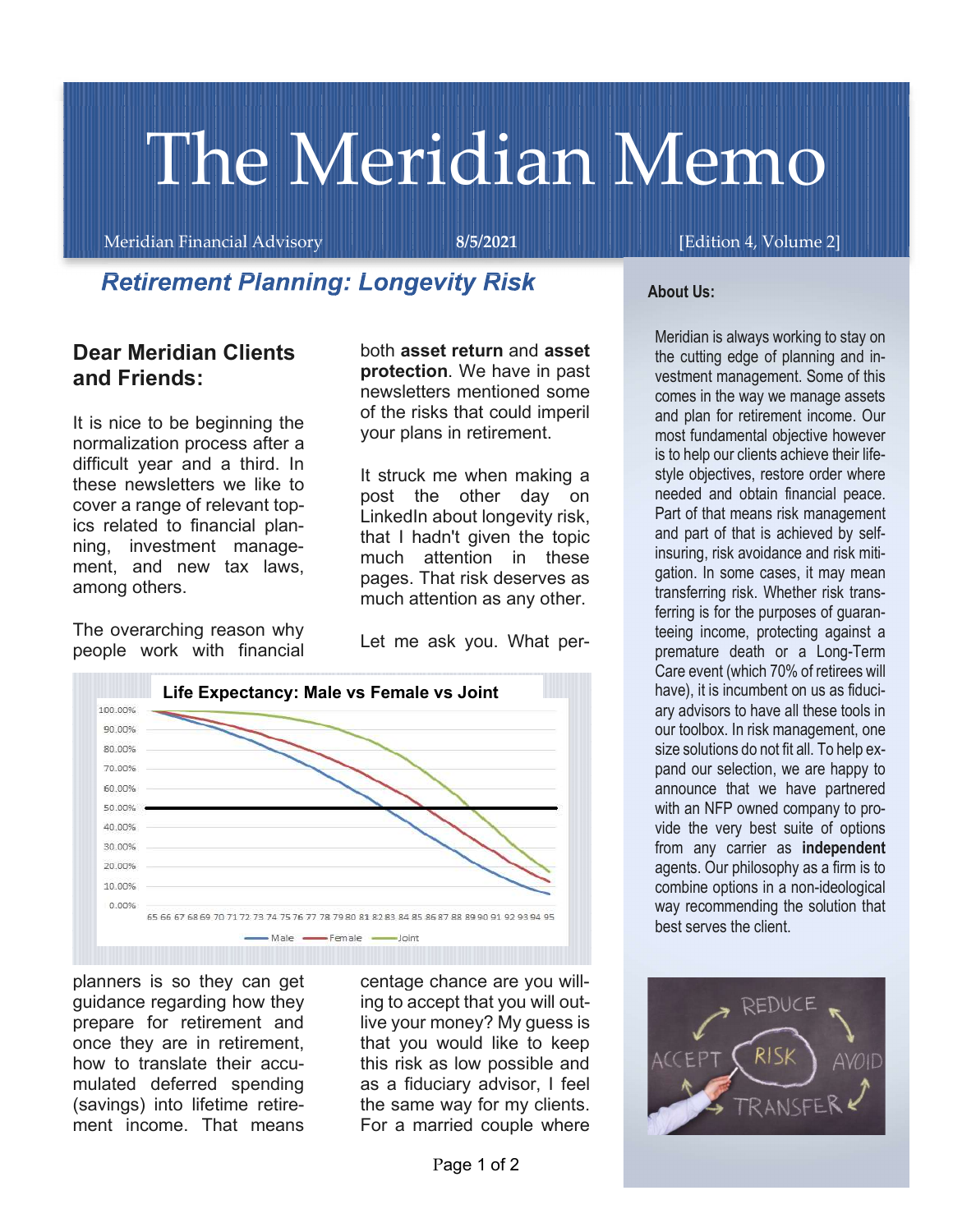# The Meridian Memo

Meridian Financial Advisory **8/5/2021** [Edition 4, Volume 2]

## Retirement Planning: Longevity Risk

### Dear Meridian Clients and Friends:

It is nice to be beginning the normalization process after a difficult year and a third. In these newsletters we like to cover a range of relevant topics related to financial planning, investment management, and new tax laws, among others.

The overarching reason why people work with financial planners is so they can get guidance regarding how they prepare for retirement and once they are in retirement, how to translate their accumulated deferred spending (savings) into lifetime retirement income. That means both **asset return** and **asset protection**. We have in past newsletters mentioned some of the risks that could imperil your plans in retirement.

It struck me when making a post the other day on LinkedIn about longevity risk, that I hadn't given the topic much attention in these pages. That risk deserves as much attention as any other.

Let me ask you. What percentage chance are you willing to accept that you will outlive your money? My guess is that you would like to keep this risk as low possible and as a fiduciary advisor, I feel the same way for my clients. For a married couple where

**Life Expectancy: Male vs Female vs Joint**

**About Us:**

Meridian is always working to stay on the cutting edge of planning and investment management. Some of this comes in the way we manage assets and plan for retirement income. Our most fundamental objective however is to help our clients achieve their lifestyle objectives, restore order where needed and obtain financial peace. Part of that means risk management and part of that is achieved by self-insuring, risk avoidance and risk mitigation. In some cases, it may mean transferring risk. Whether risk transferring is for the purposes of guaranteeing income, protecting against a premature death or a Long-Term Care event (which 70% of retirees will have), it is incumbent on us as fiduciary advisors to have all these tools in our toolbox. In risk management, one size solutions do not fit all. To help expand our selection, we are happy to announce that we have partnered with an NFP owned company to provide the very best suite of options from any carrier as **independent** agents. Our philosophy as a firm is to combine options in a non-ideological way recommending the solution that best serves the client.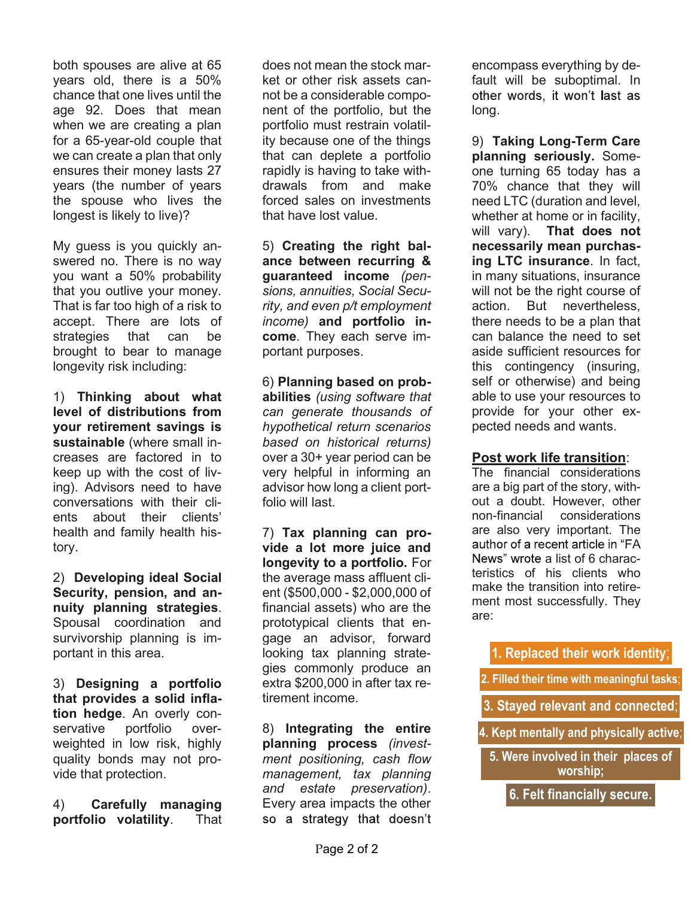both spouses are alive at 65 years old, there is a 50% chance that one lives until the age 92. Does that mean when we are creating a plan for a 65-year-old couple that we can create a plan that only ensures their money lasts 27 years (the number of years the spouse who lives the longest is likely to live)?

My guess is you quickly answered no. There is no way you want a 50% probability that you outlive your money. That is far too high of a risk to accept. There are lots of strategies that can be brought to bear to manage longevity risk including:

1) **Thinking about what level of distributions from your retirement savings is sustainable** (where small increases are factored in to keep up with the cost of living). Advisors need to have conversations with their clients about their clients' health and family health history.

2) **Developing ideal Social Security, pension, and annuity planning strategies**. Spousal coordination and survivorship planning is important in this area.

3) **Designing a portfolio that provides a solid inflation hedge**. An overly conservative portfolio overweighted in low risk, highly quality bonds may not provide that protection.

4) **Carefully managing portfolio volatility**. That does not mean the stock market or other risk assets cannot be a considerable component of the portfolio, but the portfolio must restrain volatility because one of the things that can deplete a portfolio rapidly is having to take withdrawals from and make forced sales on investments that have lost value.

5) **Creating the right balance between recurring & guaranteed income** *(pensions, annuities, Social Security, and even p/t employment income)* **and portfolio income**. They each serve important purposes.

6) **Planning based on probabilities** *(using software that can generate thousands of hypothetical return scenarios based on historical returns)* over a 30+ year period can be very helpful in informing an advisor how long a client portfolio will last.

7) **Tax planning can provide a lot more juice and longevity to a portfolio.** For the average mass affluent client ($500,000 - $2,000,000 of financial assets) who are the prototypical clients that engage an advisor, forward looking tax planning strategies commonly produce an extra $200,000 in after tax retirement income.

8) **Integrating the entire planning process** *(investment positioning, cash flow management, tax planning and estate preservation)*. Every area impacts the other so a strategy that doesn't encompass everything by default will be suboptimal. In other words, it won't last as long.

9) **Taking Long-Term Care planning seriously.** Someone turning 65 today has a 70% chance that they will need LTC (duration and level, whether at home or in facility, will vary). **That does not necessarily mean purchasing LTC insurance**. In fact, in many situations, insurance will not be the right course of action. But nevertheless, there needs to be a plan that can balance the need to set aside sufficient resources for this contingency (insuring, self or otherwise) and being able to use your resources to provide for your other expected needs and wants.

**Post work life transition**:

The financial considerations are a big part of the story, without a doubt. However, other non-financial considerations are also very important. The author of a recent article in "FA News" wrote a list of 6 characteristics of his clients who make the transition into retirement most successfully. They are:

**1. Replaced their work identity;**

**2. Filled their time with meaningful tasks;**

**3. Stayed relevant and connected;**

**4. Kept mentally and physically active;**

**5. Were involved in their places of worship;**

**6. Felt financially secure.**